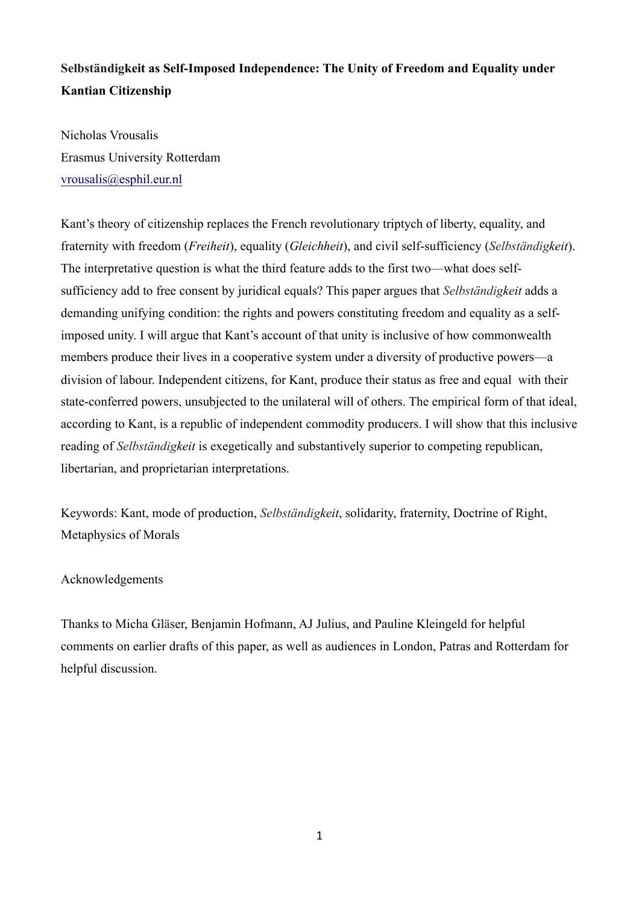**Selbständigkeit as Self-Imposed Independence: The Unity of Freedom and Equality under Kantian Citizenship**

Nicholas Vrousalis
Erasmus University Rotterdam
vrousalis@esphil.eur.nl

Kant's theory of citizenship replaces the French revolutionary triptych of liberty, equality, and fraternity with freedom (*Freiheit*), equality (*Gleichheit*), and civil self-sufficiency (*Selbständigkeit*). The interpretative question is what the third feature adds to the first two—what does self-sufficiency add to free consent by juridical equals? This paper argues that *Selbständigkeit* adds a demanding unifying condition: the rights and powers constituting freedom and equality as a self-imposed unity. I will argue that Kant's account of that unity is inclusive of how commonwealth members produce their lives in a cooperative system under a diversity of productive powers—a division of labour. Independent citizens, for Kant, produce their status as free and equal with their state-conferred powers, unsubjected to the unilateral will of others. The empirical form of that ideal, according to Kant, is a republic of independent commodity producers. I will show that this inclusive reading of *Selbständigkeit* is exegetically and substantively superior to competing republican, libertarian, and proprietarian interpretations.

Keywords: Kant, mode of production, *Selbständigkeit*, solidarity, fraternity, Doctrine of Right, Metaphysics of Morals

Acknowledgements

Thanks to Micha Gläser, Benjamin Hofmann, AJ Julius, and Pauline Kleingeld for helpful comments on earlier drafts of this paper, as well as audiences in London, Patras and Rotterdam for helpful discussion.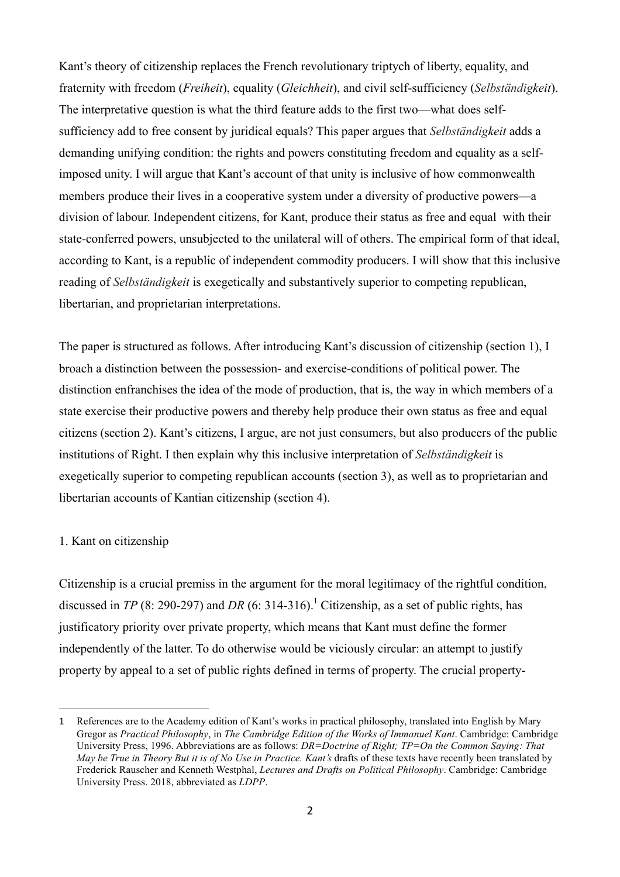Kant's theory of citizenship replaces the French revolutionary triptych of liberty, equality, and fraternity with freedom (*Freiheit*), equality (*Gleichheit*), and civil self-sufficiency (*Selbständigkeit*). The interpretative question is what the third feature adds to the first two—what does self-sufficiency add to free consent by juridical equals? This paper argues that *Selbständigkeit* adds a demanding unifying condition: the rights and powers constituting freedom and equality as a self-imposed unity. I will argue that Kant's account of that unity is inclusive of how commonwealth members produce their lives in a cooperative system under a diversity of productive powers—a division of labour. Independent citizens, for Kant, produce their status as free and equal with their state-conferred powers, unsubjected to the unilateral will of others. The empirical form of that ideal, according to Kant, is a republic of independent commodity producers. I will show that this inclusive reading of *Selbständigkeit* is exegetically and substantively superior to competing republican, libertarian, and proprietarian interpretations.

The paper is structured as follows. After introducing Kant's discussion of citizenship (section 1), I broach a distinction between the possession- and exercise-conditions of political power. The distinction enfranchises the idea of the mode of production, that is, the way in which members of a state exercise their productive powers and thereby help produce their own status as free and equal citizens (section 2). Kant's citizens, I argue, are not just consumers, but also producers of the public institutions of Right. I then explain why this inclusive interpretation of *Selbständigkeit* is exegetically superior to competing republican accounts (section 3), as well as to proprietarian and libertarian accounts of Kantian citizenship (section 4).

## 1. Kant on citizenship

Citizenship is a crucial premiss in the argument for the moral legitimacy of the rightful condition, discussed in *TP* (8: 290-297) and *DR* (6: 314-316).[1] Citizenship, as a set of public rights, has justificatory priority over private property, which means that Kant must define the former independently of the latter. To do otherwise would be viciously circular: an attempt to justify property by appeal to a set of public rights defined in terms of property. The crucial property-

---

[1] References are to the Academy edition of Kant's works in practical philosophy, translated into English by Mary Gregor as *Practical Philosophy*, in *The Cambridge Edition of the Works of Immanuel Kant*. Cambridge: Cambridge University Press, 1996. Abbreviations are as follows: *DR=Doctrine of Right; TP=On the Common Saying: That May be True in Theory But it is of No Use in Practice. Kant's* drafts of these texts have recently been translated by Frederick Rauscher and Kenneth Westphal, *Lectures and Drafts on Political Philosophy*. Cambridge: Cambridge University Press. 2018, abbreviated as *LDPP*.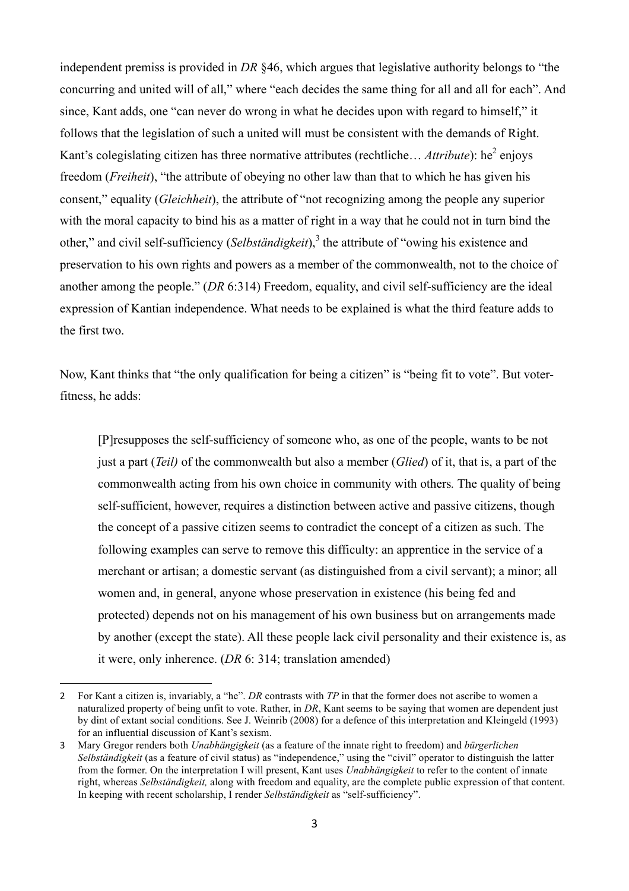independent premiss is provided in *DR* §46, which argues that legislative authority belongs to "the concurring and united will of all," where "each decides the same thing for all and all for each". And since, Kant adds, one "can never do wrong in what he decides upon with regard to himself," it follows that the legislation of such a united will must be consistent with the demands of Right. Kant's colegislating citizen has three normative attributes (rechtliche… *Attribute*): he[2] enjoys freedom (*Freiheit*), "the attribute of obeying no other law than that to which he has given his consent," equality (*Gleichheit*), the attribute of "not recognizing among the people any superior with the moral capacity to bind his as a matter of right in a way that he could not in turn bind the other," and civil self-sufficiency (*Selbständigkeit*),[3] the attribute of "owing his existence and preservation to his own rights and powers as a member of the commonwealth, not to the choice of another among the people." (*DR* 6:314) Freedom, equality, and civil self-sufficiency are the ideal expression of Kantian independence. What needs to be explained is what the third feature adds to the first two.

Now, Kant thinks that "the only qualification for being a citizen" is "being fit to vote". But voter-fitness, he adds:

> [P]resupposes the self-sufficiency of someone who, as one of the people, wants to be not just a part (*Teil)* of the commonwealth but also a member (*Glied*) of it, that is, a part of the commonwealth acting from his own choice in community with others*.* The quality of being self-sufficient, however, requires a distinction between active and passive citizens, though the concept of a passive citizen seems to contradict the concept of a citizen as such. The following examples can serve to remove this difficulty: an apprentice in the service of a merchant or artisan; a domestic servant (as distinguished from a civil servant); a minor; all women and, in general, anyone whose preservation in existence (his being fed and protected) depends not on his management of his own business but on arrangements made by another (except the state). All these people lack civil personality and their existence is, as it were, only inherence. (*DR* 6: 314; translation amended)

---

2 For Kant a citizen is, invariably, a "he". *DR* contrasts with *TP* in that the former does not ascribe to women a naturalized property of being unfit to vote. Rather, in *DR*, Kant seems to be saying that women are dependent just by dint of extant social conditions. See J. Weinrib (2008) for a defence of this interpretation and Kleingeld (1993) for an influential discussion of Kant's sexism.

3 Mary Gregor renders both *Unabhängigkeit* (as a feature of the innate right to freedom) and *bürgerlichen Selbständigkeit* (as a feature of civil status) as "independence," using the "civil" operator to distinguish the latter from the former. On the interpretation I will present, Kant uses *Unabhängigkeit* to refer to the content of innate right, whereas *Selbständigkeit,* along with freedom and equality, are the complete public expression of that content. In keeping with recent scholarship, I render *Selbständigkeit* as "self-sufficiency".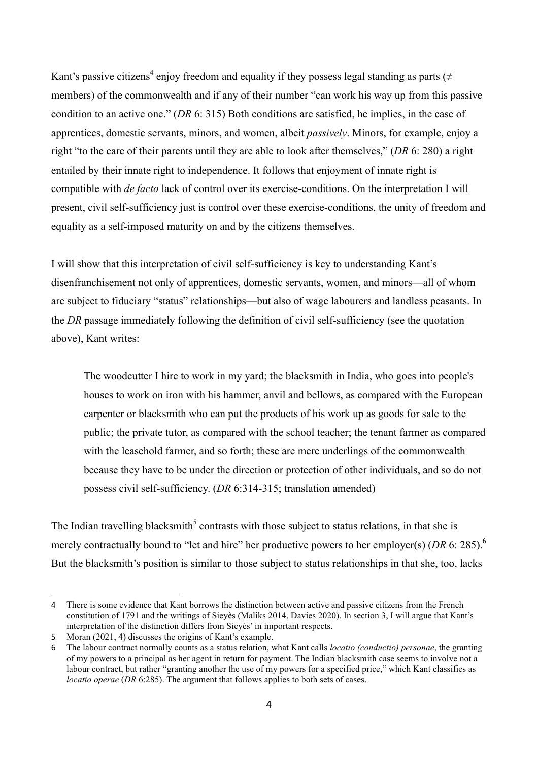Kant's passive citizens[4] enjoy freedom and equality if they possess legal standing as parts (≠ members) of the commonwealth and if any of their number "can work his way up from this passive condition to an active one." (*DR* 6: 315) Both conditions are satisfied, he implies, in the case of apprentices, domestic servants, minors, and women, albeit *passively*. Minors, for example, enjoy a right "to the care of their parents until they are able to look after themselves," (*DR* 6: 280) a right entailed by their innate right to independence. It follows that enjoyment of innate right is compatible with *de facto* lack of control over its exercise-conditions. On the interpretation I will present, civil self-sufficiency just is control over these exercise-conditions, the unity of freedom and equality as a self-imposed maturity on and by the citizens themselves.

I will show that this interpretation of civil self-sufficiency is key to understanding Kant's disenfranchisement not only of apprentices, domestic servants, women, and minors—all of whom are subject to fiduciary "status" relationships—but also of wage labourers and landless peasants. In the *DR* passage immediately following the definition of civil self-sufficiency (see the quotation above), Kant writes:

> The woodcutter I hire to work in my yard; the blacksmith in India, who goes into people's houses to work on iron with his hammer, anvil and bellows, as compared with the European carpenter or blacksmith who can put the products of his work up as goods for sale to the public; the private tutor, as compared with the school teacher; the tenant farmer as compared with the leasehold farmer, and so forth; these are mere underlings of the commonwealth because they have to be under the direction or protection of other individuals, and so do not possess civil self-sufficiency. (*DR* 6:314-315; translation amended)

The Indian travelling blacksmith[5] contrasts with those subject to status relations, in that she is merely contractually bound to "let and hire" her productive powers to her employer(s) (*DR* 6: 285).[6] But the blacksmith's position is similar to those subject to status relationships in that she, too, lacks

---

4 There is some evidence that Kant borrows the distinction between active and passive citizens from the French constitution of 1791 and the writings of Sieyès (Maliks 2014, Davies 2020). In section 3, I will argue that Kant's interpretation of the distinction differs from Sieyès' in important respects.

5 Moran (2021, 4) discusses the origins of Kant's example.

6 The labour contract normally counts as a status relation, what Kant calls *locatio (conductio) personae*, the granting of my powers to a principal as her agent in return for payment. The Indian blacksmith case seems to involve not a labour contract, but rather "granting another the use of my powers for a specified price," which Kant classifies as *locatio operae* (*DR* 6:285). The argument that follows applies to both sets of cases.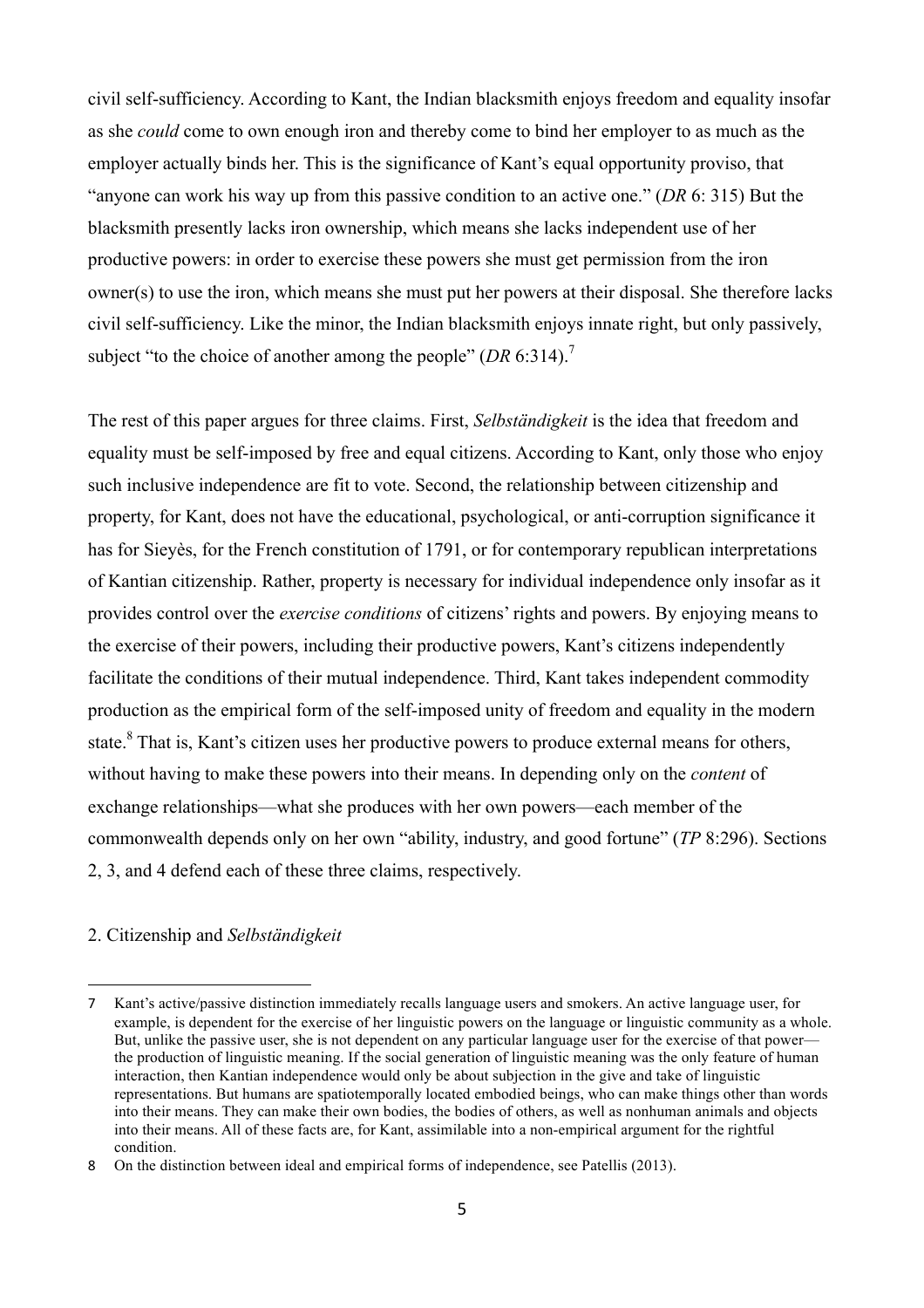civil self-sufficiency. According to Kant, the Indian blacksmith enjoys freedom and equality insofar as she *could* come to own enough iron and thereby come to bind her employer to as much as the employer actually binds her. This is the significance of Kant's equal opportunity proviso, that "anyone can work his way up from this passive condition to an active one." (*DR* 6: 315) But the blacksmith presently lacks iron ownership, which means she lacks independent use of her productive powers: in order to exercise these powers she must get permission from the iron owner(s) to use the iron, which means she must put her powers at their disposal. She therefore lacks civil self-sufficiency. Like the minor, the Indian blacksmith enjoys innate right, but only passively, subject "to the choice of another among the people" (*DR* 6:314).[7]

The rest of this paper argues for three claims. First, *Selbständigkeit* is the idea that freedom and equality must be self-imposed by free and equal citizens. According to Kant, only those who enjoy such inclusive independence are fit to vote. Second, the relationship between citizenship and property, for Kant, does not have the educational, psychological, or anti-corruption significance it has for Sieyès, for the French constitution of 1791, or for contemporary republican interpretations of Kantian citizenship. Rather, property is necessary for individual independence only insofar as it provides control over the *exercise conditions* of citizens' rights and powers. By enjoying means to the exercise of their powers, including their productive powers, Kant's citizens independently facilitate the conditions of their mutual independence. Third, Kant takes independent commodity production as the empirical form of the self-imposed unity of freedom and equality in the modern state.[8] That is, Kant's citizen uses her productive powers to produce external means for others, without having to make these powers into their means. In depending only on the *content* of exchange relationships—what she produces with her own powers—each member of the commonwealth depends only on her own "ability, industry, and good fortune" (*TP* 8:296). Sections 2, 3, and 4 defend each of these three claims, respectively.

## 2. Citizenship and *Selbständigkeit*

---

7 Kant's active/passive distinction immediately recalls language users and smokers. An active language user, for example, is dependent for the exercise of her linguistic powers on the language or linguistic community as a whole. But, unlike the passive user, she is not dependent on any particular language user for the exercise of that power—the production of linguistic meaning. If the social generation of linguistic meaning was the only feature of human interaction, then Kantian independence would only be about subjection in the give and take of linguistic representations. But humans are spatiotemporally located embodied beings, who can make things other than words into their means. They can make their own bodies, the bodies of others, as well as nonhuman animals and objects into their means. All of these facts are, for Kant, assimilable into a non-empirical argument for the rightful condition.

8 On the distinction between ideal and empirical forms of independence, see Patellis (2013).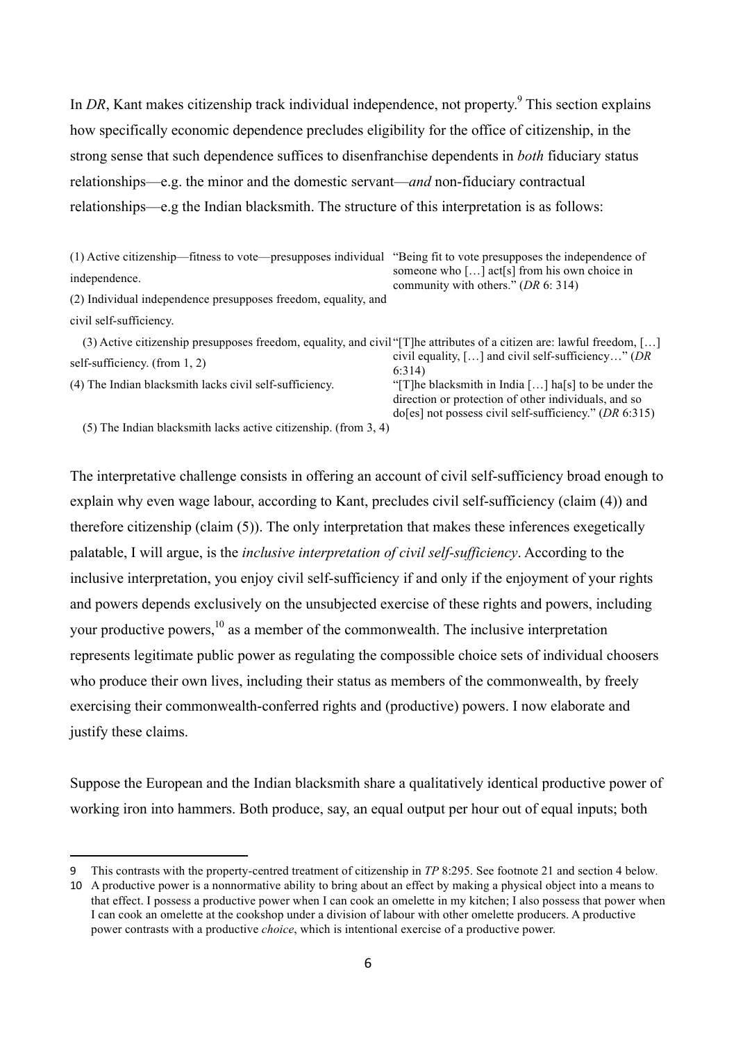In *DR*, Kant makes citizenship track individual independence, not property.[9] This section explains how specifically economic dependence precludes eligibility for the office of citizenship, in the strong sense that such dependence suffices to disenfranchise dependents in *both* fiduciary status relationships—e.g. the minor and the domestic servant—*and* non-fiduciary contractual relationships—e.g the Indian blacksmith. The structure of this interpretation is as follows:

| | |
|---|---|
| (1) Active citizenship—fitness to vote—presupposes individual independence. | "Being fit to vote presupposes the independence of someone who […] act[s] from his own choice in community with others." (*DR* 6: 314) |
| (2) Individual independence presupposes freedom, equality, and civil self-sufficiency. | |
| (3) Active citizenship presupposes freedom, equality, and civil self-sufficiency. (from 1, 2) | "[T]he attributes of a citizen are: lawful freedom, […] civil equality, […] and civil self-sufficiency…" (*DR* 6:314) |
| (4) The Indian blacksmith lacks civil self-sufficiency. | "[T]he blacksmith in India […] ha[s] to be under the direction or protection of other individuals, and so do[es] not possess civil self-sufficiency." (*DR* 6:315) |
| (5) The Indian blacksmith lacks active citizenship. (from 3, 4) | |

The interpretative challenge consists in offering an account of civil self-sufficiency broad enough to explain why even wage labour, according to Kant, precludes civil self-sufficiency (claim (4)) and therefore citizenship (claim (5)). The only interpretation that makes these inferences exegetically palatable, I will argue, is the *inclusive interpretation of civil self-sufficiency*. According to the inclusive interpretation, you enjoy civil self-sufficiency if and only if the enjoyment of your rights and powers depends exclusively on the unsubjected exercise of these rights and powers, including your productive powers,[10] as a member of the commonwealth. The inclusive interpretation represents legitimate public power as regulating the compossible choice sets of individual choosers who produce their own lives, including their status as members of the commonwealth, by freely exercising their commonwealth-conferred rights and (productive) powers. I now elaborate and justify these claims.

Suppose the European and the Indian blacksmith share a qualitatively identical productive power of working iron into hammers. Both produce, say, an equal output per hour out of equal inputs; both

---

9 This contrasts with the property-centred treatment of citizenship in *TP* 8:295. See footnote 21 and section 4 below.

10 A productive power is a nonnormative ability to bring about an effect by making a physical object into a means to that effect. I possess a productive power when I can cook an omelette in my kitchen; I also possess that power when I can cook an omelette at the cookshop under a division of labour with other omelette producers. A productive power contrasts with a productive *choice*, which is intentional exercise of a productive power.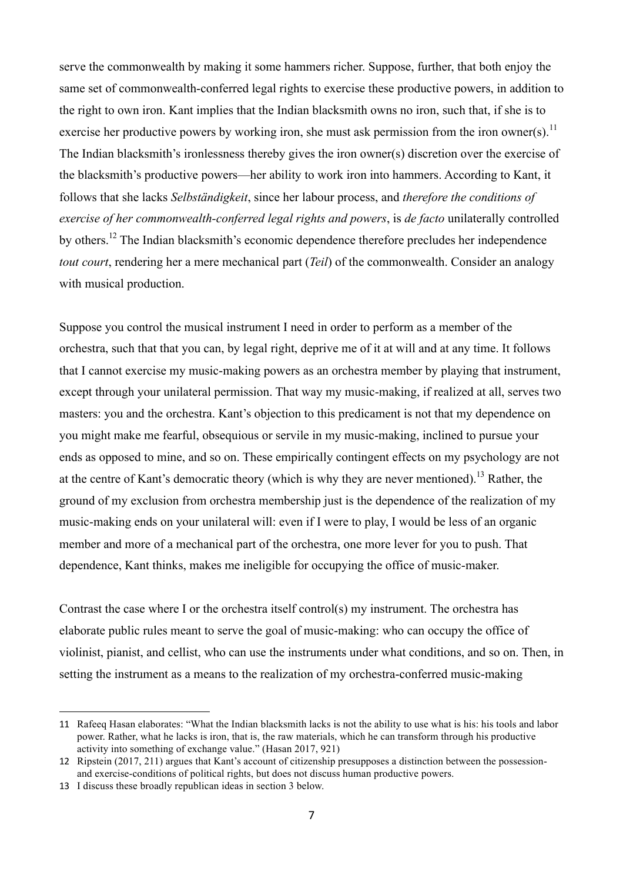serve the commonwealth by making it some hammers richer. Suppose, further, that both enjoy the same set of commonwealth-conferred legal rights to exercise these productive powers, in addition to the right to own iron. Kant implies that the Indian blacksmith owns no iron, such that, if she is to exercise her productive powers by working iron, she must ask permission from the iron owner(s).[11] The Indian blacksmith's ironlessness thereby gives the iron owner(s) discretion over the exercise of the blacksmith's productive powers—her ability to work iron into hammers. According to Kant, it follows that she lacks *Selbständigkeit*, since her labour process, and *therefore the conditions of exercise of her commonwealth-conferred legal rights and powers*, is *de facto* unilaterally controlled by others.[12] The Indian blacksmith's economic dependence therefore precludes her independence *tout court*, rendering her a mere mechanical part (*Teil*) of the commonwealth. Consider an analogy with musical production.

Suppose you control the musical instrument I need in order to perform as a member of the orchestra, such that that you can, by legal right, deprive me of it at will and at any time. It follows that I cannot exercise my music-making powers as an orchestra member by playing that instrument, except through your unilateral permission. That way my music-making, if realized at all, serves two masters: you and the orchestra. Kant's objection to this predicament is not that my dependence on you might make me fearful, obsequious or servile in my music-making, inclined to pursue your ends as opposed to mine, and so on. These empirically contingent effects on my psychology are not at the centre of Kant's democratic theory (which is why they are never mentioned).[13] Rather, the ground of my exclusion from orchestra membership just is the dependence of the realization of my music-making ends on your unilateral will: even if I were to play, I would be less of an organic member and more of a mechanical part of the orchestra, one more lever for you to push. That dependence, Kant thinks, makes me ineligible for occupying the office of music-maker.

Contrast the case where I or the orchestra itself control(s) my instrument. The orchestra has elaborate public rules meant to serve the goal of music-making: who can occupy the office of violinist, pianist, and cellist, who can use the instruments under what conditions, and so on. Then, in setting the instrument as a means to the realization of my orchestra-conferred music-making

---

11 Rafeeq Hasan elaborates: "What the Indian blacksmith lacks is not the ability to use what is his: his tools and labor power. Rather, what he lacks is iron, that is, the raw materials, which he can transform through his productive activity into something of exchange value." (Hasan 2017, 921)

12 Ripstein (2017, 211) argues that Kant's account of citizenship presupposes a distinction between the possession- and exercise-conditions of political rights, but does not discuss human productive powers.

13 I discuss these broadly republican ideas in section 3 below.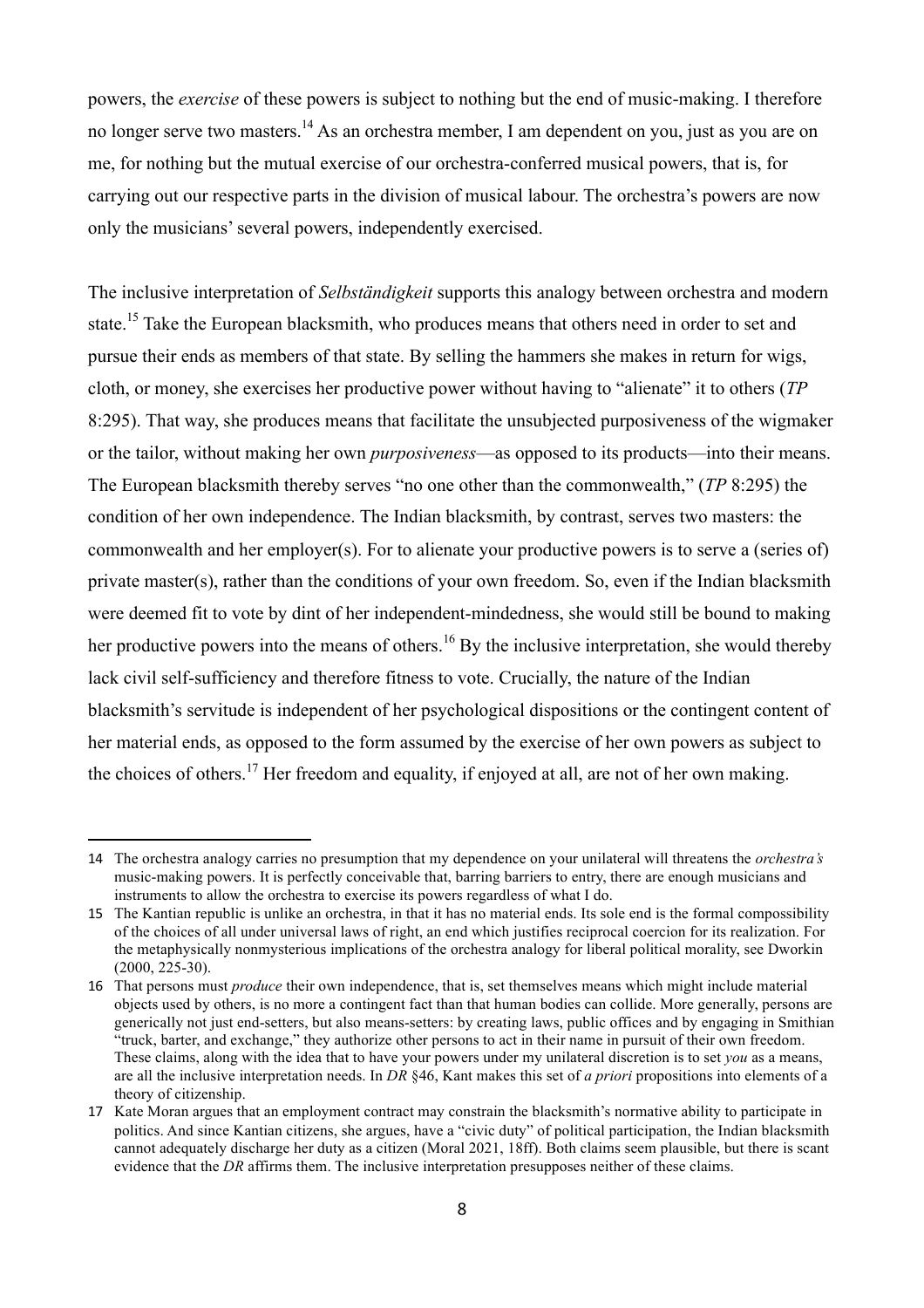powers, the *exercise* of these powers is subject to nothing but the end of music-making. I therefore no longer serve two masters.[14] As an orchestra member, I am dependent on you, just as you are on me, for nothing but the mutual exercise of our orchestra-conferred musical powers, that is, for carrying out our respective parts in the division of musical labour. The orchestra's powers are now only the musicians' several powers, independently exercised.

The inclusive interpretation of *Selbständigkeit* supports this analogy between orchestra and modern state.[15] Take the European blacksmith, who produces means that others need in order to set and pursue their ends as members of that state. By selling the hammers she makes in return for wigs, cloth, or money, she exercises her productive power without having to "alienate" it to others (*TP* 8:295). That way, she produces means that facilitate the unsubjected purposiveness of the wigmaker or the tailor, without making her own *purposiveness*—as opposed to its products—into their means. The European blacksmith thereby serves "no one other than the commonwealth," (*TP* 8:295) the condition of her own independence. The Indian blacksmith, by contrast, serves two masters: the commonwealth and her employer(s). For to alienate your productive powers is to serve a (series of) private master(s), rather than the conditions of your own freedom. So, even if the Indian blacksmith were deemed fit to vote by dint of her independent-mindedness, she would still be bound to making her productive powers into the means of others.[16] By the inclusive interpretation, she would thereby lack civil self-sufficiency and therefore fitness to vote. Crucially, the nature of the Indian blacksmith's servitude is independent of her psychological dispositions or the contingent content of her material ends, as opposed to the form assumed by the exercise of her own powers as subject to the choices of others.[17] Her freedom and equality, if enjoyed at all, are not of her own making.

---

14 The orchestra analogy carries no presumption that my dependence on your unilateral will threatens the *orchestra's* music-making powers. It is perfectly conceivable that, barring barriers to entry, there are enough musicians and instruments to allow the orchestra to exercise its powers regardless of what I do.

15 The Kantian republic is unlike an orchestra, in that it has no material ends. Its sole end is the formal compossibility of the choices of all under universal laws of right, an end which justifies reciprocal coercion for its realization. For the metaphysically nonmysterious implications of the orchestra analogy for liberal political morality, see Dworkin (2000, 225-30).

16 That persons must *produce* their own independence, that is, set themselves means which might include material objects used by others, is no more a contingent fact than that human bodies can collide. More generally, persons are generically not just end-setters, but also means-setters: by creating laws, public offices and by engaging in Smithian "truck, barter, and exchange," they authorize other persons to act in their name in pursuit of their own freedom. These claims, along with the idea that to have your powers under my unilateral discretion is to set *you* as a means, are all the inclusive interpretation needs. In *DR* §46, Kant makes this set of *a priori* propositions into elements of a theory of citizenship.

17 Kate Moran argues that an employment contract may constrain the blacksmith's normative ability to participate in politics. And since Kantian citizens, she argues, have a "civic duty" of political participation, the Indian blacksmith cannot adequately discharge her duty as a citizen (Moral 2021, 18ff). Both claims seem plausible, but there is scant evidence that the *DR* affirms them. The inclusive interpretation presupposes neither of these claims.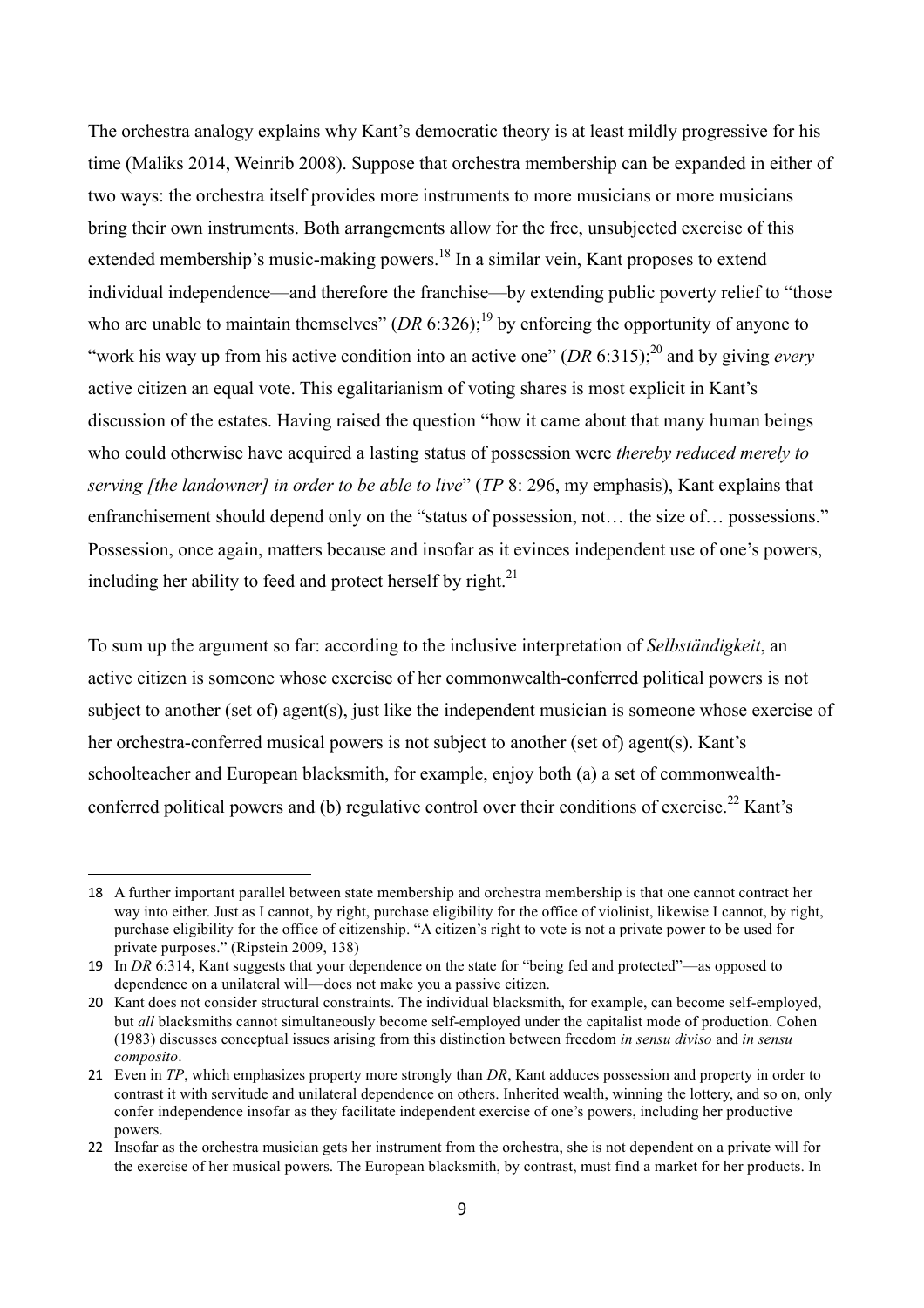The orchestra analogy explains why Kant's democratic theory is at least mildly progressive for his time (Maliks 2014, Weinrib 2008). Suppose that orchestra membership can be expanded in either of two ways: the orchestra itself provides more instruments to more musicians or more musicians bring their own instruments. Both arrangements allow for the free, unsubjected exercise of this extended membership's music-making powers.[18] In a similar vein, Kant proposes to extend individual independence—and therefore the franchise—by extending public poverty relief to "those who are unable to maintain themselves" (*DR* 6:326);[19] by enforcing the opportunity of anyone to "work his way up from his active condition into an active one" (*DR* 6:315);[20] and by giving *every* active citizen an equal vote. This egalitarianism of voting shares is most explicit in Kant's discussion of the estates. Having raised the question "how it came about that many human beings who could otherwise have acquired a lasting status of possession were *thereby reduced merely to serving [the landowner] in order to be able to live*" (*TP* 8: 296, my emphasis), Kant explains that enfranchisement should depend only on the "status of possession, not… the size of… possessions." Possession, once again, matters because and insofar as it evinces independent use of one's powers, including her ability to feed and protect herself by right.[21]

To sum up the argument so far: according to the inclusive interpretation of *Selbständigkeit*, an active citizen is someone whose exercise of her commonwealth-conferred political powers is not subject to another (set of) agent(s), just like the independent musician is someone whose exercise of her orchestra-conferred musical powers is not subject to another (set of) agent(s). Kant's schoolteacher and European blacksmith, for example, enjoy both (a) a set of commonwealth-conferred political powers and (b) regulative control over their conditions of exercise.[22] Kant's

---

18 A further important parallel between state membership and orchestra membership is that one cannot contract her way into either. Just as I cannot, by right, purchase eligibility for the office of violinist, likewise I cannot, by right, purchase eligibility for the office of citizenship. "A citizen's right to vote is not a private power to be used for private purposes." (Ripstein 2009, 138)

19 In *DR* 6:314, Kant suggests that your dependence on the state for "being fed and protected"—as opposed to dependence on a unilateral will—does not make you a passive citizen.

20 Kant does not consider structural constraints. The individual blacksmith, for example, can become self-employed, but *all* blacksmiths cannot simultaneously become self-employed under the capitalist mode of production. Cohen (1983) discusses conceptual issues arising from this distinction between freedom *in sensu diviso* and *in sensu composito*.

21 Even in *TP*, which emphasizes property more strongly than *DR*, Kant adduces possession and property in order to contrast it with servitude and unilateral dependence on others. Inherited wealth, winning the lottery, and so on, only confer independence insofar as they facilitate independent exercise of one's powers, including her productive powers.

22 Insofar as the orchestra musician gets her instrument from the orchestra, she is not dependent on a private will for the exercise of her musical powers. The European blacksmith, by contrast, must find a market for her products. In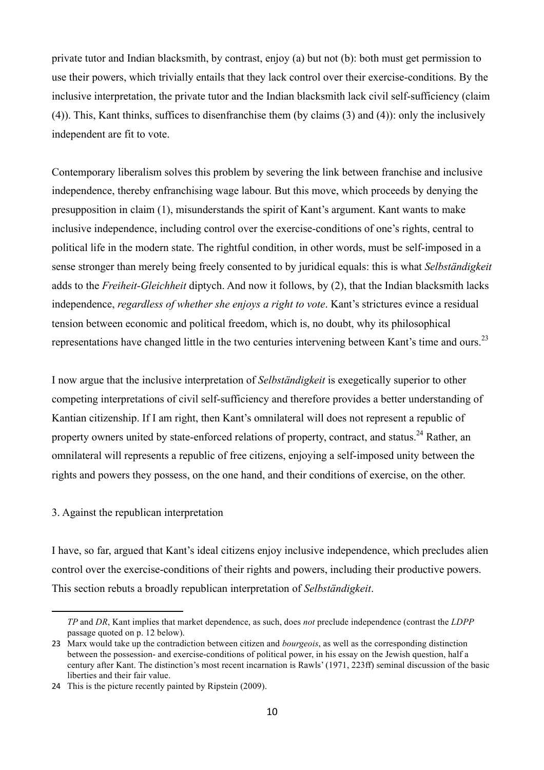private tutor and Indian blacksmith, by contrast, enjoy (a) but not (b): both must get permission to use their powers, which trivially entails that they lack control over their exercise-conditions. By the inclusive interpretation, the private tutor and the Indian blacksmith lack civil self-sufficiency (claim (4)). This, Kant thinks, suffices to disenfranchise them (by claims (3) and (4)): only the inclusively independent are fit to vote.

Contemporary liberalism solves this problem by severing the link between franchise and inclusive independence, thereby enfranchising wage labour. But this move, which proceeds by denying the presupposition in claim (1), misunderstands the spirit of Kant's argument. Kant wants to make inclusive independence, including control over the exercise-conditions of one's rights, central to political life in the modern state. The rightful condition, in other words, must be self-imposed in a sense stronger than merely being freely consented to by juridical equals: this is what *Selbständigkeit* adds to the *Freiheit-Gleichheit* diptych. And now it follows, by (2), that the Indian blacksmith lacks independence, *regardless of whether she enjoys a right to vote*. Kant's strictures evince a residual tension between economic and political freedom, which is, no doubt, why its philosophical representations have changed little in the two centuries intervening between Kant's time and ours.[23]

I now argue that the inclusive interpretation of *Selbständigkeit* is exegetically superior to other competing interpretations of civil self-sufficiency and therefore provides a better understanding of Kantian citizenship. If I am right, then Kant's omnilateral will does not represent a republic of property owners united by state-enforced relations of property, contract, and status.[24] Rather, an omnilateral will represents a republic of free citizens, enjoying a self-imposed unity between the rights and powers they possess, on the one hand, and their conditions of exercise, on the other.

## 3. Against the republican interpretation

I have, so far, argued that Kant's ideal citizens enjoy inclusive independence, which precludes alien control over the exercise-conditions of their rights and powers, including their productive powers. This section rebuts a broadly republican interpretation of *Selbständigkeit*.

---

*TP* and *DR*, Kant implies that market dependence, as such, does *not* preclude independence (contrast the *LDPP* passage quoted on p. 12 below).

23 Marx would take up the contradiction between citizen and *bourgeois*, as well as the corresponding distinction between the possession- and exercise-conditions of political power, in his essay on the Jewish question, half a century after Kant. The distinction's most recent incarnation is Rawls' (1971, 223ff) seminal discussion of the basic liberties and their fair value.

24 This is the picture recently painted by Ripstein (2009).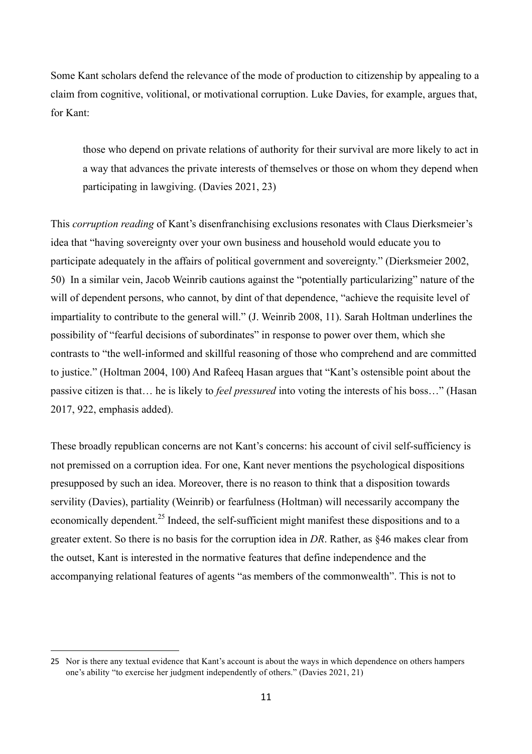Some Kant scholars defend the relevance of the mode of production to citizenship by appealing to a claim from cognitive, volitional, or motivational corruption. Luke Davies, for example, argues that, for Kant:

> those who depend on private relations of authority for their survival are more likely to act in a way that advances the private interests of themselves or those on whom they depend when participating in lawgiving. (Davies 2021, 23)

This *corruption reading* of Kant's disenfranchising exclusions resonates with Claus Dierksmeier's idea that "having sovereignty over your own business and household would educate you to participate adequately in the affairs of political government and sovereignty." (Dierksmeier 2002, 50) In a similar vein, Jacob Weinrib cautions against the "potentially particularizing" nature of the will of dependent persons, who cannot, by dint of that dependence, "achieve the requisite level of impartiality to contribute to the general will." (J. Weinrib 2008, 11). Sarah Holtman underlines the possibility of "fearful decisions of subordinates" in response to power over them, which she contrasts to "the well-informed and skillful reasoning of those who comprehend and are committed to justice." (Holtman 2004, 100) And Rafeeq Hasan argues that "Kant's ostensible point about the passive citizen is that… he is likely to *feel pressured* into voting the interests of his boss…" (Hasan 2017, 922, emphasis added).

These broadly republican concerns are not Kant's concerns: his account of civil self-sufficiency is not premissed on a corruption idea. For one, Kant never mentions the psychological dispositions presupposed by such an idea. Moreover, there is no reason to think that a disposition towards servility (Davies), partiality (Weinrib) or fearfulness (Holtman) will necessarily accompany the economically dependent.[25] Indeed, the self-sufficient might manifest these dispositions and to a greater extent. So there is no basis for the corruption idea in *DR*. Rather, as §46 makes clear from the outset, Kant is interested in the normative features that define independence and the accompanying relational features of agents "as members of the commonwealth". This is not to

---

[25] Nor is there any textual evidence that Kant's account is about the ways in which dependence on others hampers one's ability "to exercise her judgment independently of others." (Davies 2021, 21)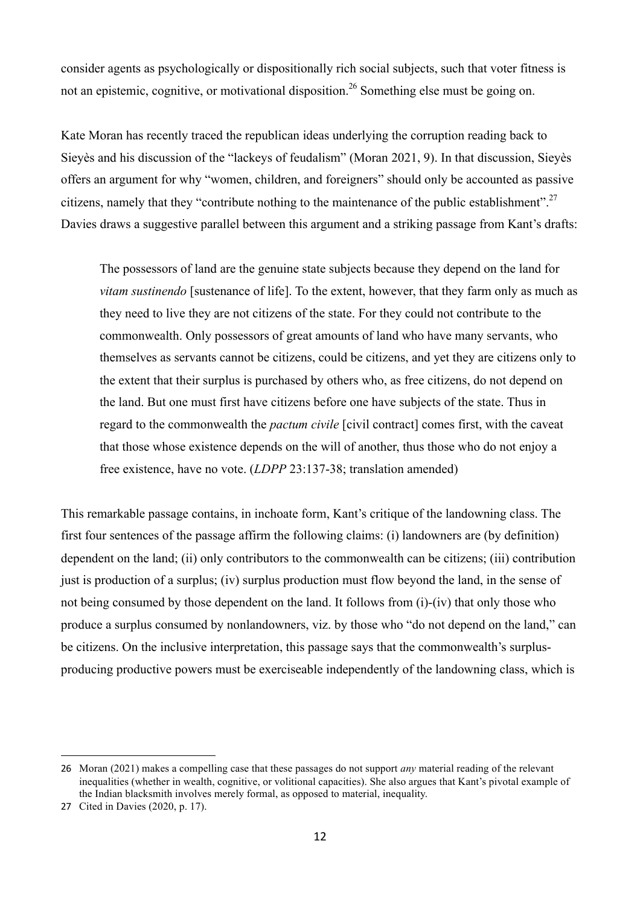consider agents as psychologically or dispositionally rich social subjects, such that voter fitness is not an epistemic, cognitive, or motivational disposition.[26] Something else must be going on.

Kate Moran has recently traced the republican ideas underlying the corruption reading back to Sieyès and his discussion of the "lackeys of feudalism" (Moran 2021, 9). In that discussion, Sieyès offers an argument for why "women, children, and foreigners" should only be accounted as passive citizens, namely that they "contribute nothing to the maintenance of the public establishment".[27] Davies draws a suggestive parallel between this argument and a striking passage from Kant's drafts:

> The possessors of land are the genuine state subjects because they depend on the land for *vitam sustinendo* [sustenance of life]. To the extent, however, that they farm only as much as they need to live they are not citizens of the state. For they could not contribute to the commonwealth. Only possessors of great amounts of land who have many servants, who themselves as servants cannot be citizens, could be citizens, and yet they are citizens only to the extent that their surplus is purchased by others who, as free citizens, do not depend on the land. But one must first have citizens before one have subjects of the state. Thus in regard to the commonwealth the *pactum civile* [civil contract] comes first, with the caveat that those whose existence depends on the will of another, thus those who do not enjoy a free existence, have no vote. (*LDPP* 23:137-38; translation amended)

This remarkable passage contains, in inchoate form, Kant's critique of the landowning class. The first four sentences of the passage affirm the following claims: (i) landowners are (by definition) dependent on the land; (ii) only contributors to the commonwealth can be citizens; (iii) contribution just is production of a surplus; (iv) surplus production must flow beyond the land, in the sense of not being consumed by those dependent on the land. It follows from (i)-(iv) that only those who produce a surplus consumed by nonlandowners, viz. by those who "do not depend on the land," can be citizens. On the inclusive interpretation, this passage says that the commonwealth's surplus-producing productive powers must be exerciseable independently of the landowning class, which is

---

26 Moran (2021) makes a compelling case that these passages do not support *any* material reading of the relevant inequalities (whether in wealth, cognitive, or volitional capacities). She also argues that Kant's pivotal example of the Indian blacksmith involves merely formal, as opposed to material, inequality.

27 Cited in Davies (2020, p. 17).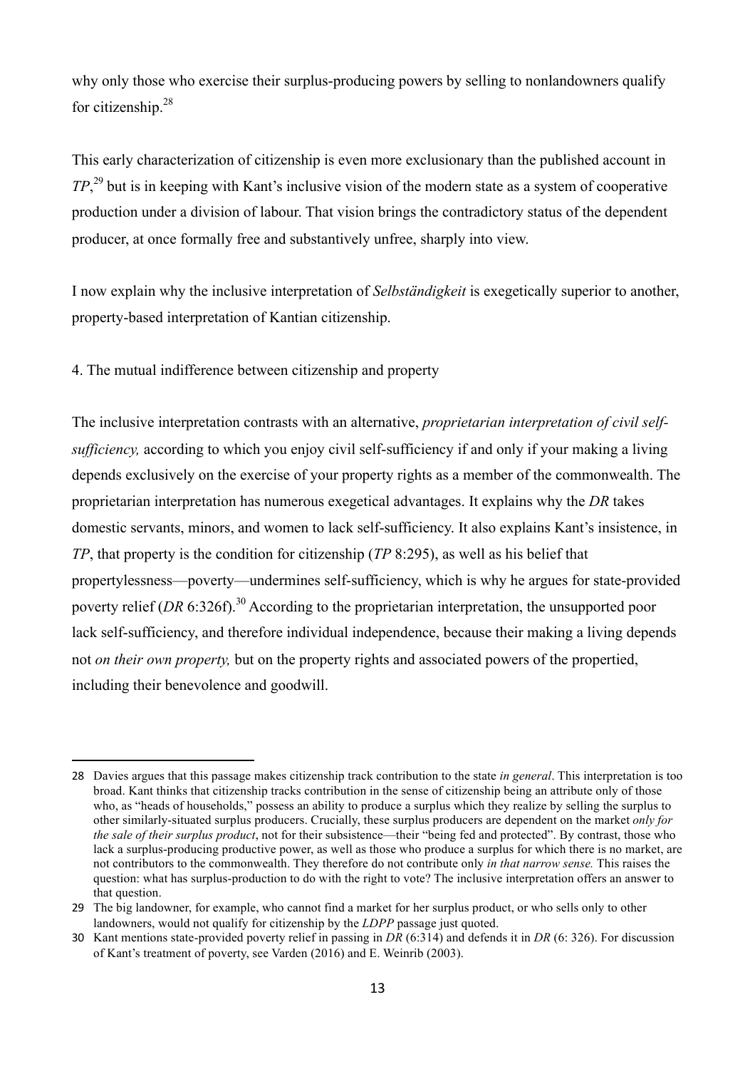why only those who exercise their surplus-producing powers by selling to nonlandowners qualify for citizenship.[28]

This early characterization of citizenship is even more exclusionary than the published account in *TP*,[29] but is in keeping with Kant's inclusive vision of the modern state as a system of cooperative production under a division of labour. That vision brings the contradictory status of the dependent producer, at once formally free and substantively unfree, sharply into view.

I now explain why the inclusive interpretation of *Selbständigkeit* is exegetically superior to another, property-based interpretation of Kantian citizenship.

## 4. The mutual indifference between citizenship and property

The inclusive interpretation contrasts with an alternative, *proprietarian interpretation of civil self-sufficiency,* according to which you enjoy civil self-sufficiency if and only if your making a living depends exclusively on the exercise of your property rights as a member of the commonwealth. The proprietarian interpretation has numerous exegetical advantages. It explains why the *DR* takes domestic servants, minors, and women to lack self-sufficiency. It also explains Kant's insistence, in *TP*, that property is the condition for citizenship (*TP* 8:295), as well as his belief that propertylessness—poverty—undermines self-sufficiency, which is why he argues for state-provided poverty relief (*DR* 6:326f).[30] According to the proprietarian interpretation, the unsupported poor lack self-sufficiency, and therefore individual independence, because their making a living depends not *on their own property,* but on the property rights and associated powers of the propertied, including their benevolence and goodwill.

---

28 Davies argues that this passage makes citizenship track contribution to the state *in general*. This interpretation is too broad. Kant thinks that citizenship tracks contribution in the sense of citizenship being an attribute only of those who, as "heads of households," possess an ability to produce a surplus which they realize by selling the surplus to other similarly-situated surplus producers. Crucially, these surplus producers are dependent on the market *only for the sale of their surplus product*, not for their subsistence—their "being fed and protected". By contrast, those who lack a surplus-producing productive power, as well as those who produce a surplus for which there is no market, are not contributors to the commonwealth. They therefore do not contribute only *in that narrow sense.* This raises the question: what has surplus-production to do with the right to vote? The inclusive interpretation offers an answer to that question.

29 The big landowner, for example, who cannot find a market for her surplus product, or who sells only to other landowners, would not qualify for citizenship by the *LDPP* passage just quoted.

30 Kant mentions state-provided poverty relief in passing in *DR* (6:314) and defends it in *DR* (6: 326). For discussion of Kant's treatment of poverty, see Varden (2016) and E. Weinrib (2003).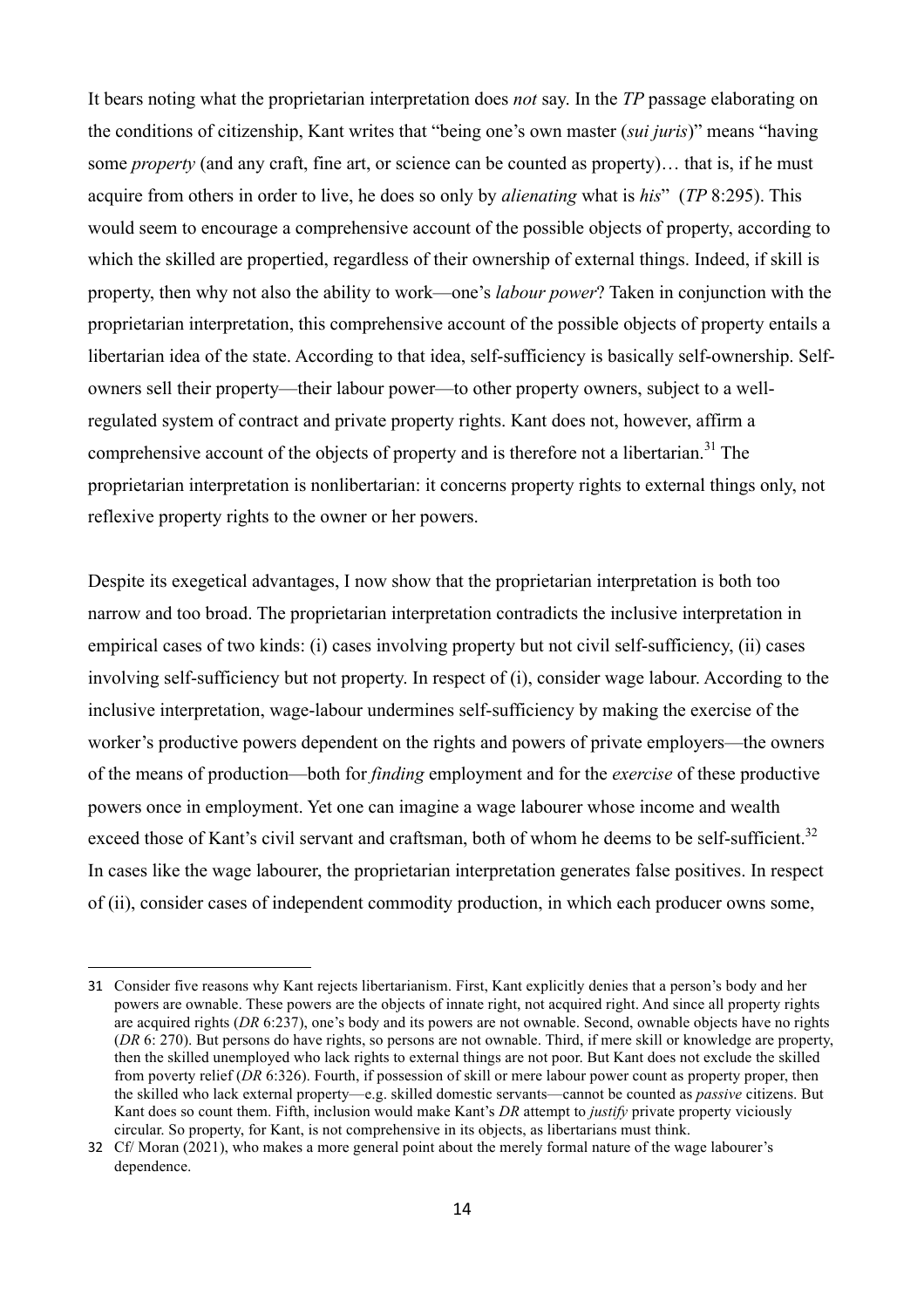It bears noting what the proprietarian interpretation does *not* say. In the *TP* passage elaborating on the conditions of citizenship, Kant writes that "being one's own master (*sui juris*)" means "having some *property* (and any craft, fine art, or science can be counted as property)… that is, if he must acquire from others in order to live, he does so only by *alienating* what is *his*" (*TP* 8:295). This would seem to encourage a comprehensive account of the possible objects of property, according to which the skilled are propertied, regardless of their ownership of external things. Indeed, if skill is property, then why not also the ability to work—one's *labour power*? Taken in conjunction with the proprietarian interpretation, this comprehensive account of the possible objects of property entails a libertarian idea of the state. According to that idea, self-sufficiency is basically self-ownership. Self-owners sell their property—their labour power—to other property owners, subject to a well-regulated system of contract and private property rights. Kant does not, however, affirm a comprehensive account of the objects of property and is therefore not a libertarian.[31] The proprietarian interpretation is nonlibertarian: it concerns property rights to external things only, not reflexive property rights to the owner or her powers.

Despite its exegetical advantages, I now show that the proprietarian interpretation is both too narrow and too broad. The proprietarian interpretation contradicts the inclusive interpretation in empirical cases of two kinds: (i) cases involving property but not civil self-sufficiency, (ii) cases involving self-sufficiency but not property. In respect of (i), consider wage labour. According to the inclusive interpretation, wage-labour undermines self-sufficiency by making the exercise of the worker's productive powers dependent on the rights and powers of private employers—the owners of the means of production—both for *finding* employment and for the *exercise* of these productive powers once in employment. Yet one can imagine a wage labourer whose income and wealth exceed those of Kant's civil servant and craftsman, both of whom he deems to be self-sufficient.[32] In cases like the wage labourer, the proprietarian interpretation generates false positives. In respect of (ii), consider cases of independent commodity production, in which each producer owns some,

---

31 Consider five reasons why Kant rejects libertarianism. First, Kant explicitly denies that a person's body and her powers are ownable. These powers are the objects of innate right, not acquired right. And since all property rights are acquired rights (*DR* 6:237), one's body and its powers are not ownable. Second, ownable objects have no rights (*DR* 6: 270). But persons do have rights, so persons are not ownable. Third, if mere skill or knowledge are property, then the skilled unemployed who lack rights to external things are not poor. But Kant does not exclude the skilled from poverty relief (*DR* 6:326). Fourth, if possession of skill or mere labour power count as property proper, then the skilled who lack external property—e.g. skilled domestic servants—cannot be counted as *passive* citizens. But Kant does so count them. Fifth, inclusion would make Kant's *DR* attempt to *justify* private property viciously circular. So property, for Kant, is not comprehensive in its objects, as libertarians must think.

32 Cf/ Moran (2021), who makes a more general point about the merely formal nature of the wage labourer's dependence.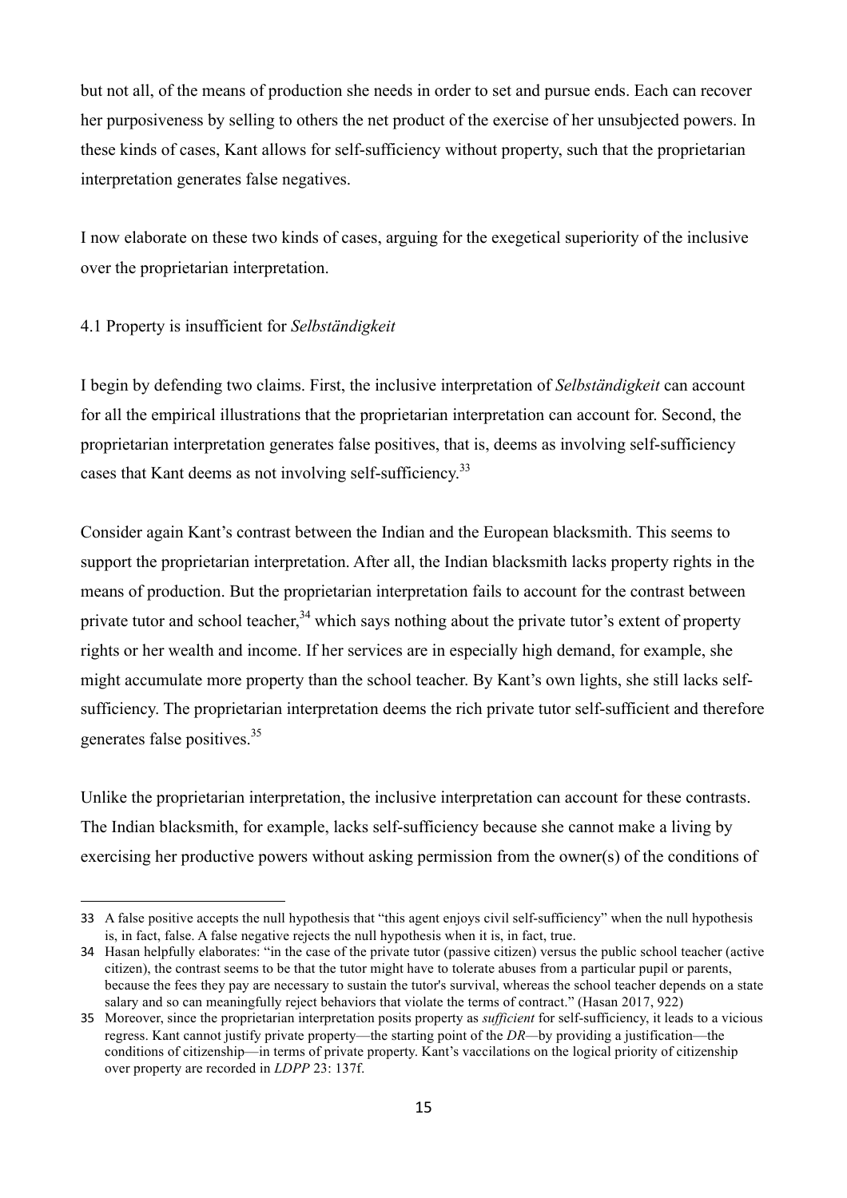but not all, of the means of production she needs in order to set and pursue ends. Each can recover her purposiveness by selling to others the net product of the exercise of her unsubjected powers. In these kinds of cases, Kant allows for self-sufficiency without property, such that the proprietarian interpretation generates false negatives.

I now elaborate on these two kinds of cases, arguing for the exegetical superiority of the inclusive over the proprietarian interpretation.

### 4.1 Property is insufficient for *Selbständigkeit*

I begin by defending two claims. First, the inclusive interpretation of *Selbständigkeit* can account for all the empirical illustrations that the proprietarian interpretation can account for. Second, the proprietarian interpretation generates false positives, that is, deems as involving self-sufficiency cases that Kant deems as not involving self-sufficiency.[33]

Consider again Kant's contrast between the Indian and the European blacksmith. This seems to support the proprietarian interpretation. After all, the Indian blacksmith lacks property rights in the means of production. But the proprietarian interpretation fails to account for the contrast between private tutor and school teacher,[34] which says nothing about the private tutor's extent of property rights or her wealth and income. If her services are in especially high demand, for example, she might accumulate more property than the school teacher. By Kant's own lights, she still lacks self-sufficiency. The proprietarian interpretation deems the rich private tutor self-sufficient and therefore generates false positives.[35]

Unlike the proprietarian interpretation, the inclusive interpretation can account for these contrasts. The Indian blacksmith, for example, lacks self-sufficiency because she cannot make a living by exercising her productive powers without asking permission from the owner(s) of the conditions of

---

33 A false positive accepts the null hypothesis that "this agent enjoys civil self-sufficiency" when the null hypothesis is, in fact, false. A false negative rejects the null hypothesis when it is, in fact, true.

34 Hasan helpfully elaborates: "in the case of the private tutor (passive citizen) versus the public school teacher (active citizen), the contrast seems to be that the tutor might have to tolerate abuses from a particular pupil or parents, because the fees they pay are necessary to sustain the tutor's survival, whereas the school teacher depends on a state salary and so can meaningfully reject behaviors that violate the terms of contract." (Hasan 2017, 922)

35 Moreover, since the proprietarian interpretation posits property as *sufficient* for self-sufficiency, it leads to a vicious regress. Kant cannot justify private property—the starting point of the *DR*—by providing a justification—the conditions of citizenship—in terms of private property. Kant's vaccilations on the logical priority of citizenship over property are recorded in *LDPP* 23: 137f.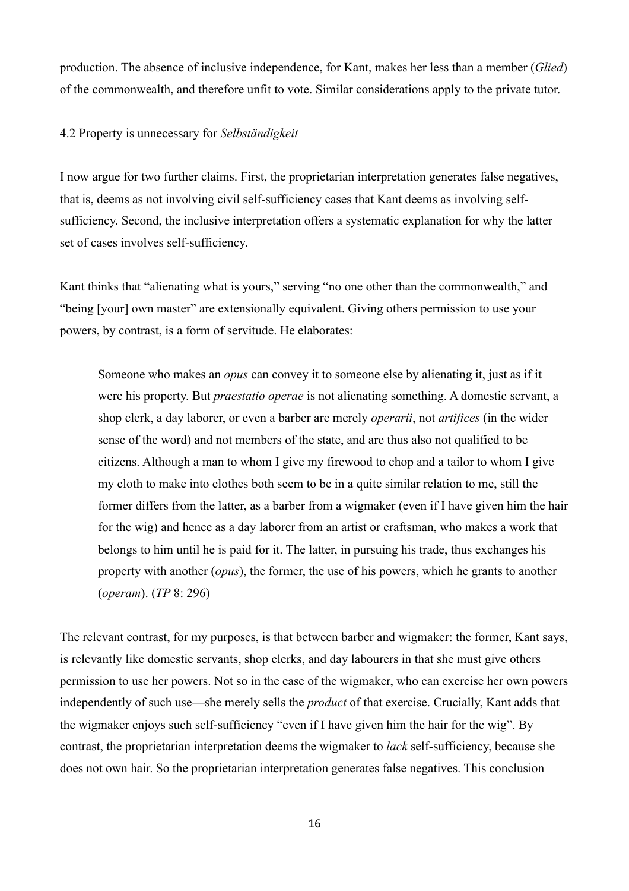production. The absence of inclusive independence, for Kant, makes her less than a member (*Glied*) of the commonwealth, and therefore unfit to vote. Similar considerations apply to the private tutor.

### 4.2 Property is unnecessary for *Selbständigkeit*

I now argue for two further claims. First, the proprietarian interpretation generates false negatives, that is, deems as not involving civil self-sufficiency cases that Kant deems as involving self-sufficiency. Second, the inclusive interpretation offers a systematic explanation for why the latter set of cases involves self-sufficiency.

Kant thinks that "alienating what is yours," serving "no one other than the commonwealth," and "being [your] own master" are extensionally equivalent. Giving others permission to use your powers, by contrast, is a form of servitude. He elaborates:

> Someone who makes an *opus* can convey it to someone else by alienating it, just as if it were his property. But *praestatio operae* is not alienating something. A domestic servant, a shop clerk, a day laborer, or even a barber are merely *operarii*, not *artifices* (in the wider sense of the word) and not members of the state, and are thus also not qualified to be citizens. Although a man to whom I give my firewood to chop and a tailor to whom I give my cloth to make into clothes both seem to be in a quite similar relation to me, still the former differs from the latter, as a barber from a wigmaker (even if I have given him the hair for the wig) and hence as a day laborer from an artist or craftsman, who makes a work that belongs to him until he is paid for it. The latter, in pursuing his trade, thus exchanges his property with another (*opus*), the former, the use of his powers, which he grants to another (*operam*). (*TP* 8: 296)

The relevant contrast, for my purposes, is that between barber and wigmaker: the former, Kant says, is relevantly like domestic servants, shop clerks, and day labourers in that she must give others permission to use her powers. Not so in the case of the wigmaker, who can exercise her own powers independently of such use—she merely sells the *product* of that exercise. Crucially, Kant adds that the wigmaker enjoys such self-sufficiency "even if I have given him the hair for the wig". By contrast, the proprietarian interpretation deems the wigmaker to *lack* self-sufficiency, because she does not own hair. So the proprietarian interpretation generates false negatives. This conclusion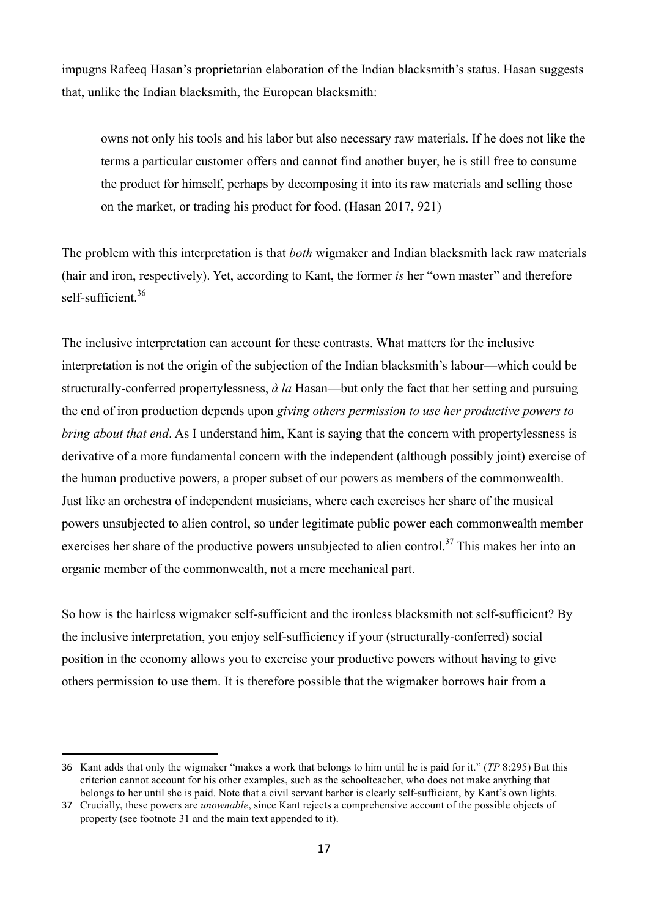impugns Rafeeq Hasan's proprietarian elaboration of the Indian blacksmith's status. Hasan suggests that, unlike the Indian blacksmith, the European blacksmith:

> owns not only his tools and his labor but also necessary raw materials. If he does not like the terms a particular customer offers and cannot find another buyer, he is still free to consume the product for himself, perhaps by decomposing it into its raw materials and selling those on the market, or trading his product for food. (Hasan 2017, 921)

The problem with this interpretation is that *both* wigmaker and Indian blacksmith lack raw materials (hair and iron, respectively). Yet, according to Kant, the former *is* her "own master" and therefore self-sufficient.[36]

The inclusive interpretation can account for these contrasts. What matters for the inclusive interpretation is not the origin of the subjection of the Indian blacksmith's labour—which could be structurally-conferred propertylessness, *à la* Hasan—but only the fact that her setting and pursuing the end of iron production depends upon *giving others permission to use her productive powers to bring about that end*. As I understand him, Kant is saying that the concern with propertylessness is derivative of a more fundamental concern with the independent (although possibly joint) exercise of the human productive powers, a proper subset of our powers as members of the commonwealth. Just like an orchestra of independent musicians, where each exercises her share of the musical powers unsubjected to alien control, so under legitimate public power each commonwealth member exercises her share of the productive powers unsubjected to alien control.[37] This makes her into an organic member of the commonwealth, not a mere mechanical part.

So how is the hairless wigmaker self-sufficient and the ironless blacksmith not self-sufficient? By the inclusive interpretation, you enjoy self-sufficiency if your (structurally-conferred) social position in the economy allows you to exercise your productive powers without having to give others permission to use them. It is therefore possible that the wigmaker borrows hair from a

---

36 Kant adds that only the wigmaker "makes a work that belongs to him until he is paid for it." (*TP* 8:295) But this criterion cannot account for his other examples, such as the schoolteacher, who does not make anything that belongs to her until she is paid. Note that a civil servant barber is clearly self-sufficient, by Kant's own lights.

37 Crucially, these powers are *unownable*, since Kant rejects a comprehensive account of the possible objects of property (see footnote 31 and the main text appended to it).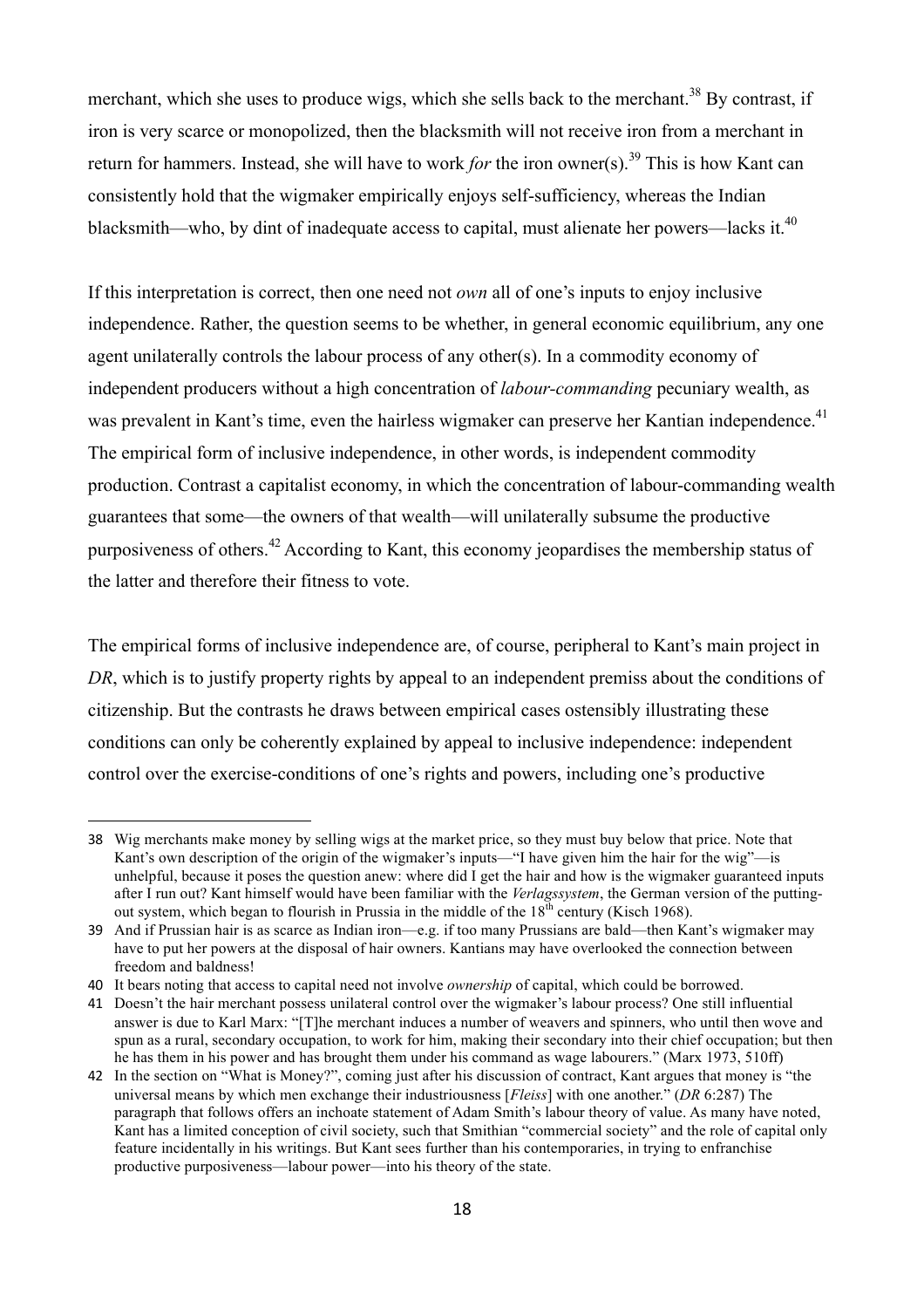merchant, which she uses to produce wigs, which she sells back to the merchant.[38] By contrast, if iron is very scarce or monopolized, then the blacksmith will not receive iron from a merchant in return for hammers. Instead, she will have to work *for* the iron owner(s).[39] This is how Kant can consistently hold that the wigmaker empirically enjoys self-sufficiency, whereas the Indian blacksmith—who, by dint of inadequate access to capital, must alienate her powers—lacks it.[40]

If this interpretation is correct, then one need not *own* all of one's inputs to enjoy inclusive independence. Rather, the question seems to be whether, in general economic equilibrium, any one agent unilaterally controls the labour process of any other(s). In a commodity economy of independent producers without a high concentration of *labour-commanding* pecuniary wealth, as was prevalent in Kant's time, even the hairless wigmaker can preserve her Kantian independence.[41] The empirical form of inclusive independence, in other words, is independent commodity production. Contrast a capitalist economy, in which the concentration of labour-commanding wealth guarantees that some—the owners of that wealth—will unilaterally subsume the productive purposiveness of others.[42] According to Kant, this economy jeopardises the membership status of the latter and therefore their fitness to vote.

The empirical forms of inclusive independence are, of course, peripheral to Kant's main project in *DR*, which is to justify property rights by appeal to an independent premiss about the conditions of citizenship. But the contrasts he draws between empirical cases ostensibly illustrating these conditions can only be coherently explained by appeal to inclusive independence: independent control over the exercise-conditions of one's rights and powers, including one's productive

---

38 Wig merchants make money by selling wigs at the market price, so they must buy below that price. Note that Kant's own description of the origin of the wigmaker's inputs—"I have given him the hair for the wig"—is unhelpful, because it poses the question anew: where did I get the hair and how is the wigmaker guaranteed inputs after I run out? Kant himself would have been familiar with the *Verlagssystem*, the German version of the putting-out system, which began to flourish in Prussia in the middle of the 18th century (Kisch 1968).

39 And if Prussian hair is as scarce as Indian iron—e.g. if too many Prussians are bald—then Kant's wigmaker may have to put her powers at the disposal of hair owners. Kantians may have overlooked the connection between freedom and baldness!

40 It bears noting that access to capital need not involve *ownership* of capital, which could be borrowed.

41 Doesn't the hair merchant possess unilateral control over the wigmaker's labour process? One still influential answer is due to Karl Marx: "[T]he merchant induces a number of weavers and spinners, who until then wove and spun as a rural, secondary occupation, to work for him, making their secondary into their chief occupation; but then he has them in his power and has brought them under his command as wage labourers." (Marx 1973, 510ff)

42 In the section on "What is Money?", coming just after his discussion of contract, Kant argues that money is "the universal means by which men exchange their industriousness [*Fleiss*] with one another." (*DR* 6:287) The paragraph that follows offers an inchoate statement of Adam Smith's labour theory of value. As many have noted, Kant has a limited conception of civil society, such that Smithian "commercial society" and the role of capital only feature incidentally in his writings. But Kant sees further than his contemporaries, in trying to enfranchise productive purposiveness—labour power—into his theory of the state.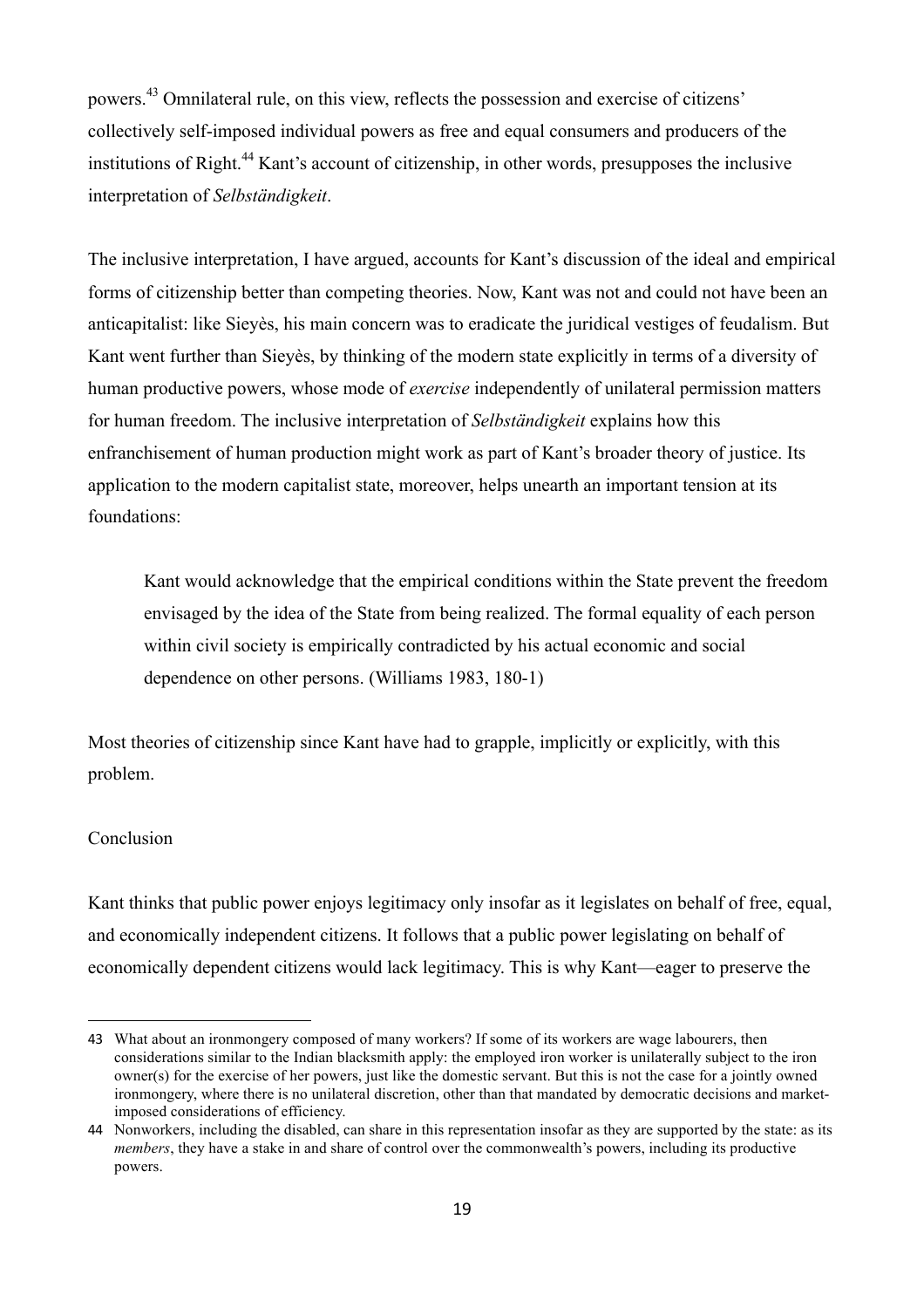powers.[43] Omnilateral rule, on this view, reflects the possession and exercise of citizens' collectively self-imposed individual powers as free and equal consumers and producers of the institutions of Right.[44] Kant's account of citizenship, in other words, presupposes the inclusive interpretation of *Selbständigkeit*.

The inclusive interpretation, I have argued, accounts for Kant's discussion of the ideal and empirical forms of citizenship better than competing theories. Now, Kant was not and could not have been an anticapitalist: like Sieyès, his main concern was to eradicate the juridical vestiges of feudalism. But Kant went further than Sieyès, by thinking of the modern state explicitly in terms of a diversity of human productive powers, whose mode of *exercise* independently of unilateral permission matters for human freedom. The inclusive interpretation of *Selbständigkeit* explains how this enfranchisement of human production might work as part of Kant's broader theory of justice. Its application to the modern capitalist state, moreover, helps unearth an important tension at its foundations:

> Kant would acknowledge that the empirical conditions within the State prevent the freedom envisaged by the idea of the State from being realized. The formal equality of each person within civil society is empirically contradicted by his actual economic and social dependence on other persons. (Williams 1983, 180-1)

Most theories of citizenship since Kant have had to grapple, implicitly or explicitly, with this problem.

## Conclusion

Kant thinks that public power enjoys legitimacy only insofar as it legislates on behalf of free, equal, and economically independent citizens. It follows that a public power legislating on behalf of economically dependent citizens would lack legitimacy. This is why Kant—eager to preserve the

---

43 What about an ironmongery composed of many workers? If some of its workers are wage labourers, then considerations similar to the Indian blacksmith apply: the employed iron worker is unilaterally subject to the iron owner(s) for the exercise of her powers, just like the domestic servant. But this is not the case for a jointly owned ironmongery, where there is no unilateral discretion, other than that mandated by democratic decisions and market-imposed considerations of efficiency.

44 Nonworkers, including the disabled, can share in this representation insofar as they are supported by the state: as its *members*, they have a stake in and share of control over the commonwealth's powers, including its productive powers.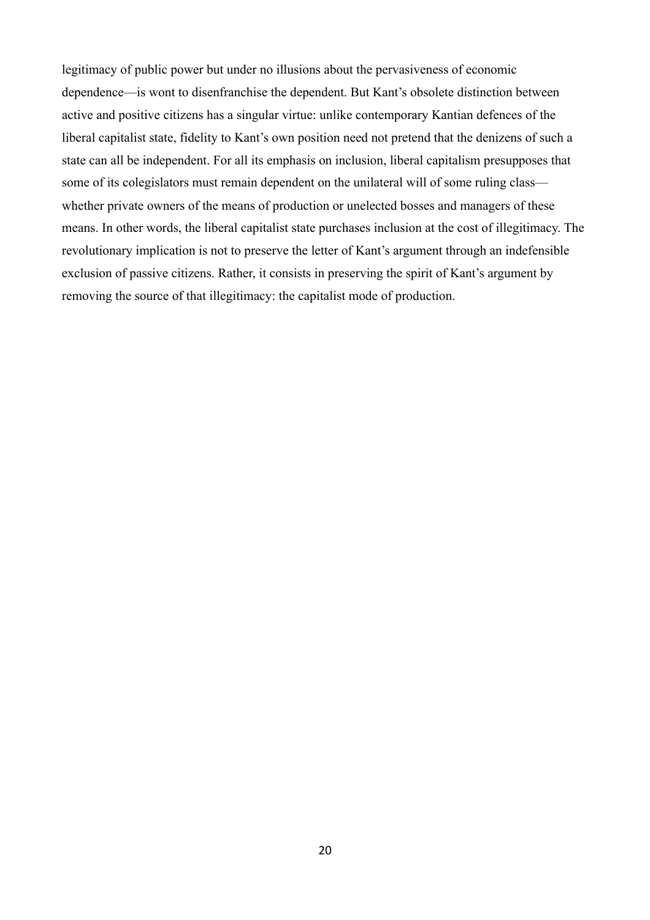legitimacy of public power but under no illusions about the pervasiveness of economic dependence—is wont to disenfranchise the dependent. But Kant's obsolete distinction between active and positive citizens has a singular virtue: unlike contemporary Kantian defences of the liberal capitalist state, fidelity to Kant's own position need not pretend that the denizens of such a state can all be independent. For all its emphasis on inclusion, liberal capitalism presupposes that some of its colegislators must remain dependent on the unilateral will of some ruling class—whether private owners of the means of production or unelected bosses and managers of these means. In other words, the liberal capitalist state purchases inclusion at the cost of illegitimacy. The revolutionary implication is not to preserve the letter of Kant's argument through an indefensible exclusion of passive citizens. Rather, it consists in preserving the spirit of Kant's argument by removing the source of that illegitimacy: the capitalist mode of production.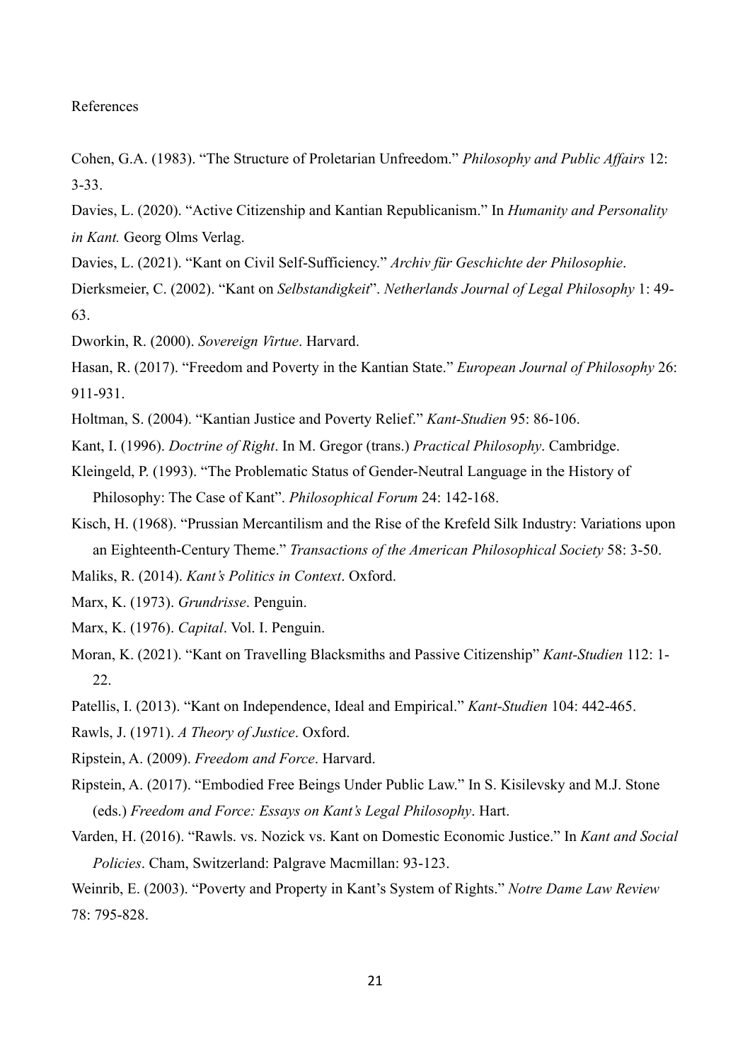## References

Cohen, G.A. (1983). "The Structure of Proletarian Unfreedom." *Philosophy and Public Affairs* 12: 3-33.

Davies, L. (2020). "Active Citizenship and Kantian Republicanism." In *Humanity and Personality in Kant.* Georg Olms Verlag.

Davies, L. (2021). "Kant on Civil Self-Sufficiency." *Archiv für Geschichte der Philosophie*.

Dierksmeier, C. (2002). "Kant on *Selbstandigkeit*". *Netherlands Journal of Legal Philosophy* 1: 49-63.

Dworkin, R. (2000). *Sovereign Virtue*. Harvard.

Hasan, R. (2017). "Freedom and Poverty in the Kantian State." *European Journal of Philosophy* 26: 911-931.

Holtman, S. (2004). "Kantian Justice and Poverty Relief." *Kant-Studien* 95: 86-106.

Kant, I. (1996). *Doctrine of Right*. In M. Gregor (trans.) *Practical Philosophy*. Cambridge.

Kleingeld, P. (1993). "The Problematic Status of Gender-Neutral Language in the History of Philosophy: The Case of Kant". *Philosophical Forum* 24: 142-168.

Kisch, H. (1968). "Prussian Mercantilism and the Rise of the Krefeld Silk Industry: Variations upon an Eighteenth-Century Theme." *Transactions of the American Philosophical Society* 58: 3-50.

Maliks, R. (2014). *Kant's Politics in Context*. Oxford.

Marx, K. (1973). *Grundrisse*. Penguin.

Marx, K. (1976). *Capital*. Vol. I. Penguin.

Moran, K. (2021). "Kant on Travelling Blacksmiths and Passive Citizenship" *Kant-Studien* 112: 1-22.

Patellis, I. (2013). "Kant on Independence, Ideal and Empirical." *Kant-Studien* 104: 442-465.

Rawls, J. (1971). *A Theory of Justice*. Oxford.

Ripstein, A. (2009). *Freedom and Force*. Harvard.

Ripstein, A. (2017). "Embodied Free Beings Under Public Law." In S. Kisilevsky and M.J. Stone (eds.) *Freedom and Force: Essays on Kant's Legal Philosophy*. Hart.

Varden, H. (2016). "Rawls. vs. Nozick vs. Kant on Domestic Economic Justice." In *Kant and Social Policies*. Cham, Switzerland: Palgrave Macmillan: 93-123.

Weinrib, E. (2003). "Poverty and Property in Kant's System of Rights." *Notre Dame Law Review* 78: 795-828.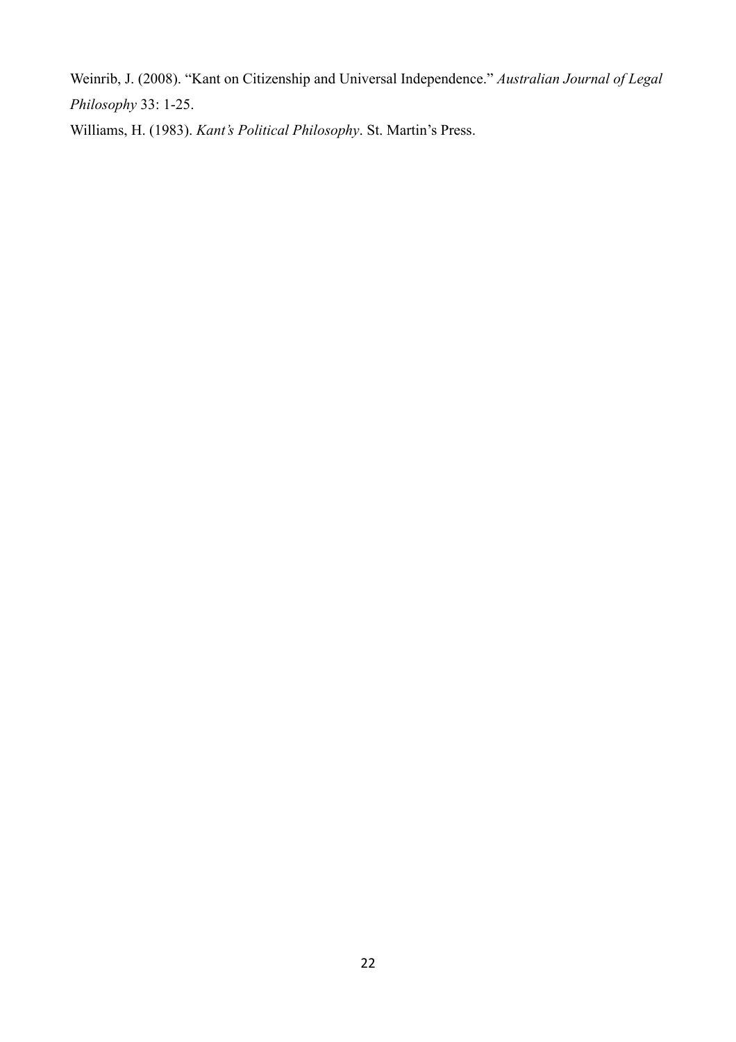Weinrib, J. (2008). "Kant on Citizenship and Universal Independence." *Australian Journal of Legal Philosophy* 33: 1-25.

Williams, H. (1983). *Kant's Political Philosophy*. St. Martin's Press.